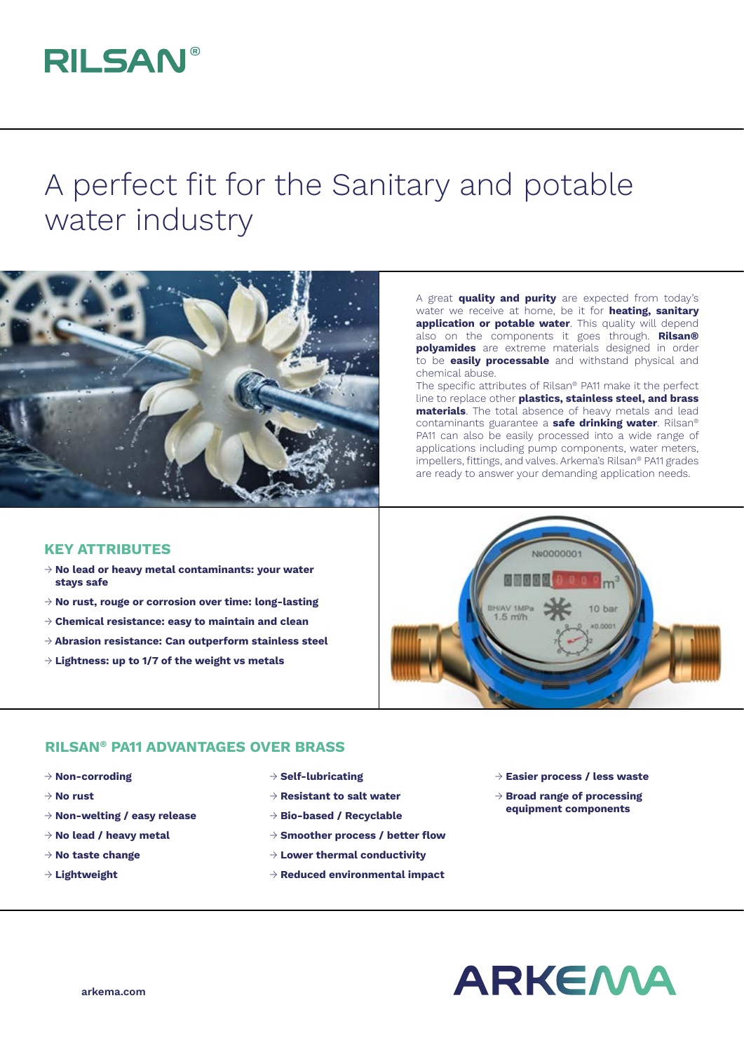# RILSAN®

# A perfect fit for the Sanitary and potable water industry

A great **quality and purity** are expected from today's water we receive at home, be it for **heating, sanitary application or potable water**. This quality will depend also on the components it goes through. **Rilsan® polyamides** are extreme materials designed in order to be **easily processable** and withstand physical and chemical abuse.

The specific attributes of Rilsan® PA11 make it the perfect line to replace other **plastics, stainless steel, and brass materials**. The total absence of heavy metals and lead contaminants guarantee a **safe drinking water**. Rilsan® PA11 can also be easily processed into a wide range of applications including pump components, water meters, impellers, fittings, and valves. Arkema's Rilsan® PA11 grades are ready to answer your demanding application needs.

## KEY ATTRIBUTES

- → **No lead or heavy metal contaminants: your water stays safe**
- → **No rust, rouge or corrosion over time: long-lasting**
- → **Chemical resistance: easy to maintain and clean**
- → **Abrasion resistance: Can outperform stainless steel**
- → **Lightness: up to 1/7 of the weight vs metals**

## RILSAN® PA11 ADVANTAGES OVER BRASS

- → **Non-corroding**
- → **No rust**
- → **Non-welting / easy release**
- → **No lead / heavy metal**
- → **No taste change**
- → **Lightweight**
- → **Self-lubricating**
- → **Resistant to salt water**
- → **Bio-based / Recyclable**
- → **Smoother process / better flow**
- → **Lower thermal conductivity**
- → **Reduced environmental impact**
- → **Easier process / less waste**
- → **Broad range of processing equipment components**

**arkema.com**

ARKEMA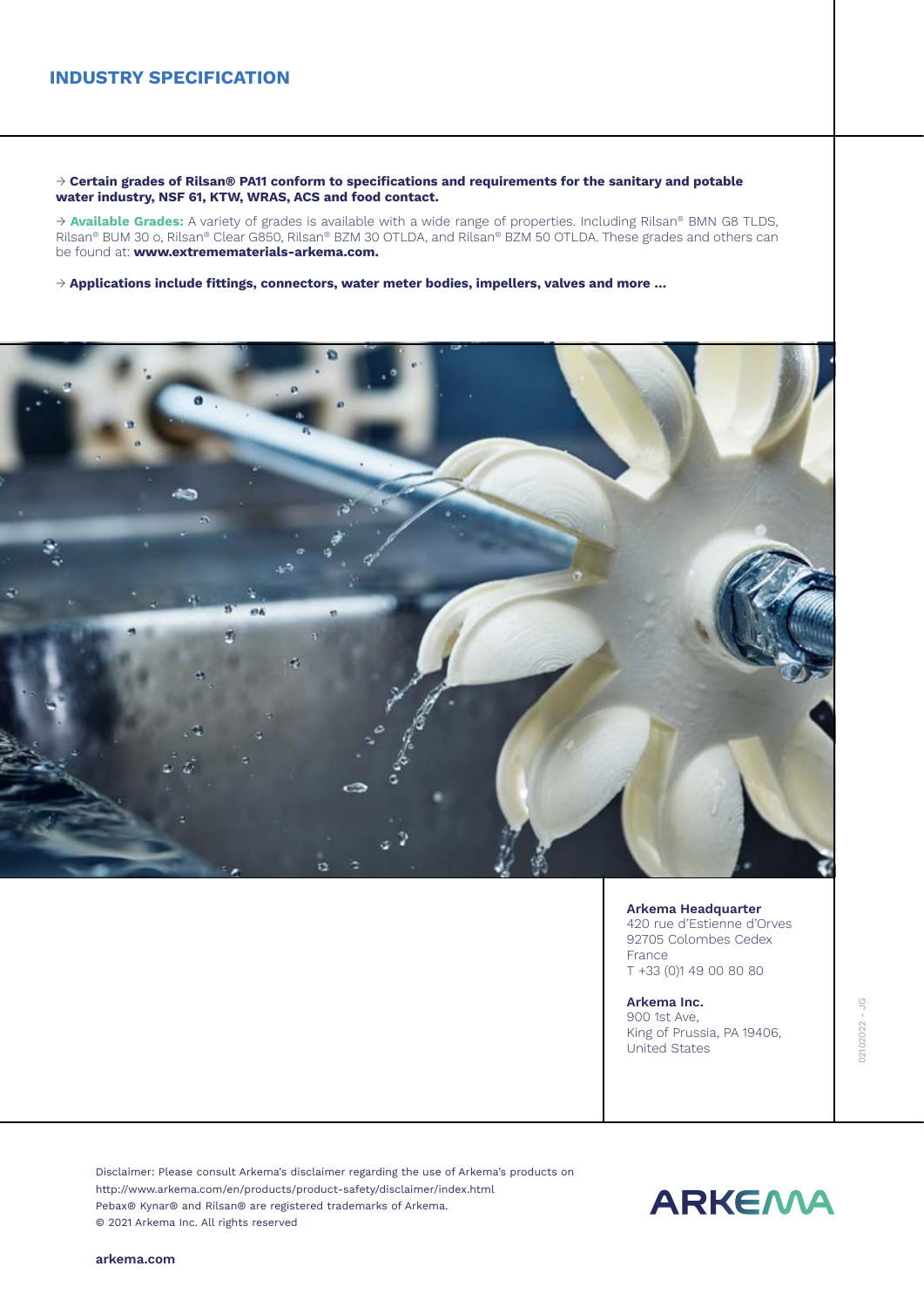## INDUSTRY SPECIFICATION

→ **Certain grades of Rilsan® PA11 conform to specifications and requirements for the sanitary and potable water industry, NSF 61, KTW, WRAS, ACS and food contact.**

→ **Available Grades:** A variety of grades is available with a wide range of properties. Including Rilsan® BMN G8 TLDS, Rilsan® BUM 30 o, Rilsan® Clear G850, Rilsan® BZM 30 OTLDA, and Rilsan® BZM 50 OTLDA. These grades and others can be found at: **www.extremematerials-arkema.com.**

→ **Applications include fittings, connectors, water meter bodies, impellers, valves and more ...**

**Arkema Headquarter**
420 rue d'Estienne d'Orves
92705 Colombes Cedex
France
T +33 (0)1 49 00 80 80

**Arkema Inc.**
900 1st Ave,
King of Prussia, PA 19406,
United States

02102022 - JG

Disclaimer: Please consult Arkema's disclaimer regarding the use of Arkema's products on http://www.arkema.com/en/products/product-safety/disclaimer/index.html
Pebax® Kynar® and Rilsan® are registered trademarks of Arkema.
© 2021 Arkema Inc. All rights reserved

ARKEMA

**arkema.com**